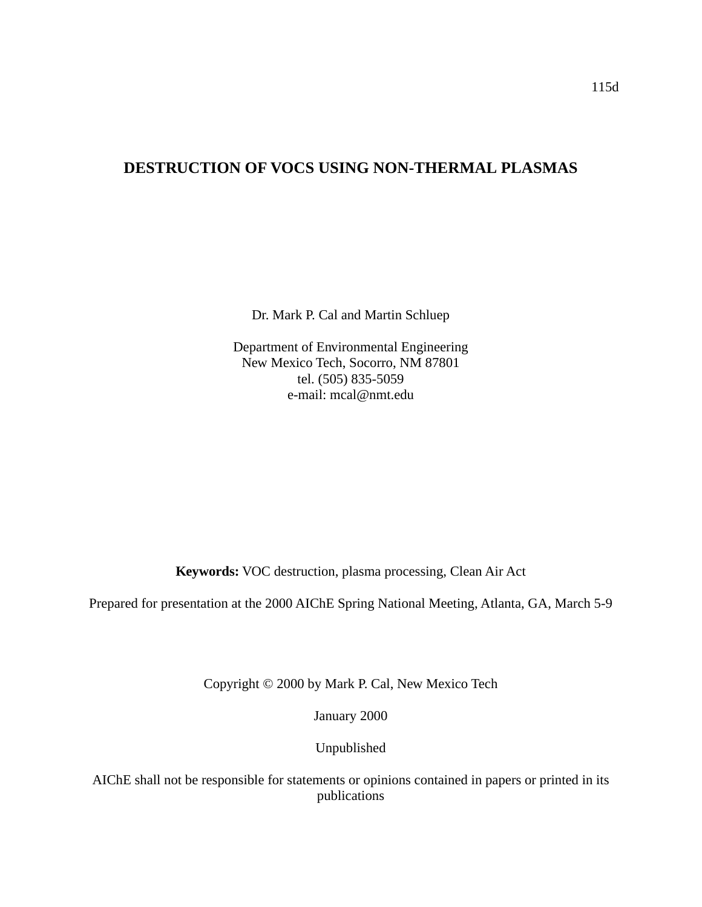115d

# DESTRUCTION OF VOCS USING NON-THERMAL PLASMAS

Dr. Mark P. Cal and Martin Schluep

Department of Environmental Engineering
New Mexico Tech, Socorro, NM 87801
tel. (505) 835-5059
e-mail: mcal@nmt.edu

**Keywords:** VOC destruction, plasma processing, Clean Air Act

Prepared for presentation at the 2000 AIChE Spring National Meeting, Atlanta, GA, March 5-9

Copyright © 2000 by Mark P. Cal, New Mexico Tech

January 2000

Unpublished

AIChE shall not be responsible for statements or opinions contained in papers or printed in its publications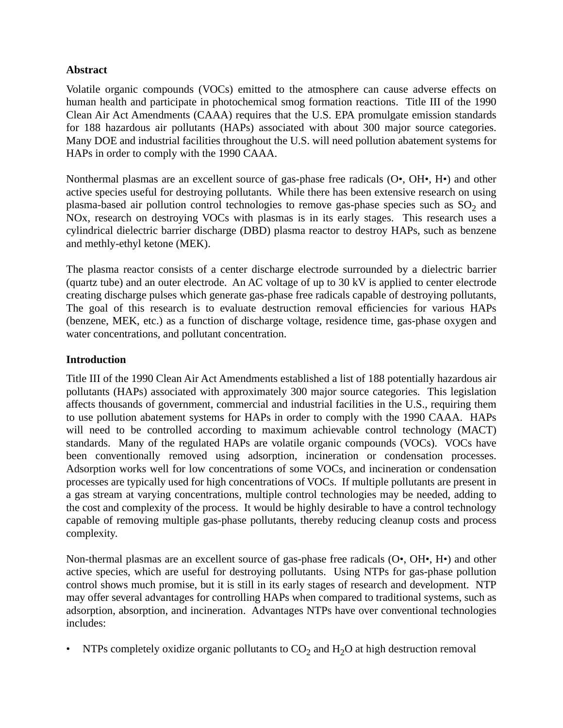## Abstract

Volatile organic compounds (VOCs) emitted to the atmosphere can cause adverse effects on human health and participate in photochemical smog formation reactions. Title III of the 1990 Clean Air Act Amendments (CAAA) requires that the U.S. EPA promulgate emission standards for 188 hazardous air pollutants (HAPs) associated with about 300 major source categories. Many DOE and industrial facilities throughout the U.S. will need pollution abatement systems for HAPs in order to comply with the 1990 CAAA.

Nonthermal plasmas are an excellent source of gas-phase free radicals (O•, OH•, H•) and other active species useful for destroying pollutants. While there has been extensive research on using plasma-based air pollution control technologies to remove gas-phase species such as $SO_2$ and NOx, research on destroying VOCs with plasmas is in its early stages. This research uses a cylindrical dielectric barrier discharge (DBD) plasma reactor to destroy HAPs, such as benzene and methly-ethyl ketone (MEK).

The plasma reactor consists of a center discharge electrode surrounded by a dielectric barrier (quartz tube) and an outer electrode. An AC voltage of up to 30 kV is applied to center electrode creating discharge pulses which generate gas-phase free radicals capable of destroying pollutants, The goal of this research is to evaluate destruction removal efficiencies for various HAPs (benzene, MEK, etc.) as a function of discharge voltage, residence time, gas-phase oxygen and water concentrations, and pollutant concentration.

## Introduction

Title III of the 1990 Clean Air Act Amendments established a list of 188 potentially hazardous air pollutants (HAPs) associated with approximately 300 major source categories. This legislation affects thousands of government, commercial and industrial facilities in the U.S., requiring them to use pollution abatement systems for HAPs in order to comply with the 1990 CAAA. HAPs will need to be controlled according to maximum achievable control technology (MACT) standards. Many of the regulated HAPs are volatile organic compounds (VOCs). VOCs have been conventionally removed using adsorption, incineration or condensation processes. Adsorption works well for low concentrations of some VOCs, and incineration or condensation processes are typically used for high concentrations of VOCs. If multiple pollutants are present in a gas stream at varying concentrations, multiple control technologies may be needed, adding to the cost and complexity of the process. It would be highly desirable to have a control technology capable of removing multiple gas-phase pollutants, thereby reducing cleanup costs and process complexity.

Non-thermal plasmas are an excellent source of gas-phase free radicals (O•, OH•, H•) and other active species, which are useful for destroying pollutants. Using NTPs for gas-phase pollution control shows much promise, but it is still in its early stages of research and development. NTP may offer several advantages for controlling HAPs when compared to traditional systems, such as adsorption, absorption, and incineration. Advantages NTPs have over conventional technologies includes:

- NTPs completely oxidize organic pollutants to $CO_2$ and $H_2O$ at high destruction removal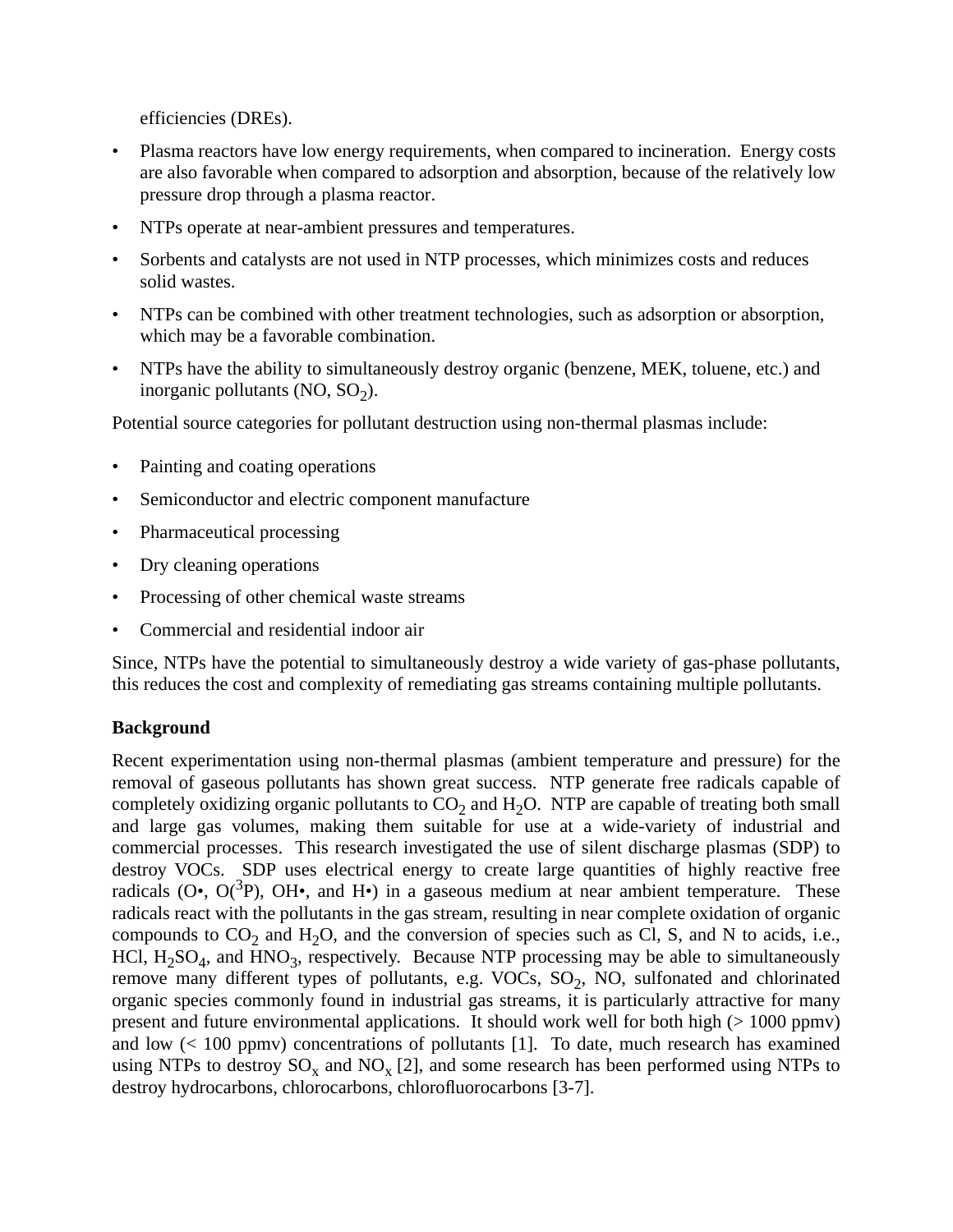efficiencies (DREs).

- Plasma reactors have low energy requirements, when compared to incineration. Energy costs are also favorable when compared to adsorption and absorption, because of the relatively low pressure drop through a plasma reactor.
- NTPs operate at near-ambient pressures and temperatures.
- Sorbents and catalysts are not used in NTP processes, which minimizes costs and reduces solid wastes.
- NTPs can be combined with other treatment technologies, such as adsorption or absorption, which may be a favorable combination.
- NTPs have the ability to simultaneously destroy organic (benzene, MEK, toluene, etc.) and inorganic pollutants (NO, $SO_2$).

Potential source categories for pollutant destruction using non-thermal plasmas include:

- Painting and coating operations
- Semiconductor and electric component manufacture
- Pharmaceutical processing
- Dry cleaning operations
- Processing of other chemical waste streams
- Commercial and residential indoor air

Since, NTPs have the potential to simultaneously destroy a wide variety of gas-phase pollutants, this reduces the cost and complexity of remediating gas streams containing multiple pollutants.

**Background**

Recent experimentation using non-thermal plasmas (ambient temperature and pressure) for the removal of gaseous pollutants has shown great success. NTP generate free radicals capable of completely oxidizing organic pollutants to $CO_2$ and $H_2O$. NTP are capable of treating both small and large gas volumes, making them suitable for use at a wide-variety of industrial and commercial processes. This research investigated the use of silent discharge plasmas (SDP) to destroy VOCs. SDP uses electrical energy to create large quantities of highly reactive free radicals (O•, $O(^3P)$, OH•, and H•) in a gaseous medium at near ambient temperature. These radicals react with the pollutants in the gas stream, resulting in near complete oxidation of organic compounds to $CO_2$ and $H_2O$, and the conversion of species such as Cl, S, and N to acids, i.e., HCl, $H_2SO_4$, and $HNO_3$, respectively. Because NTP processing may be able to simultaneously remove many different types of pollutants, e.g. VOCs, $SO_2$, NO, sulfonated and chlorinated organic species commonly found in industrial gas streams, it is particularly attractive for many present and future environmental applications. It should work well for both high (> 1000 ppmv) and low (< 100 ppmv) concentrations of pollutants [1]. To date, much research has examined using NTPs to destroy $SO_x$ and $NO_x$ [2], and some research has been performed using NTPs to destroy hydrocarbons, chlorocarbons, chlorofluorocarbons [3-7].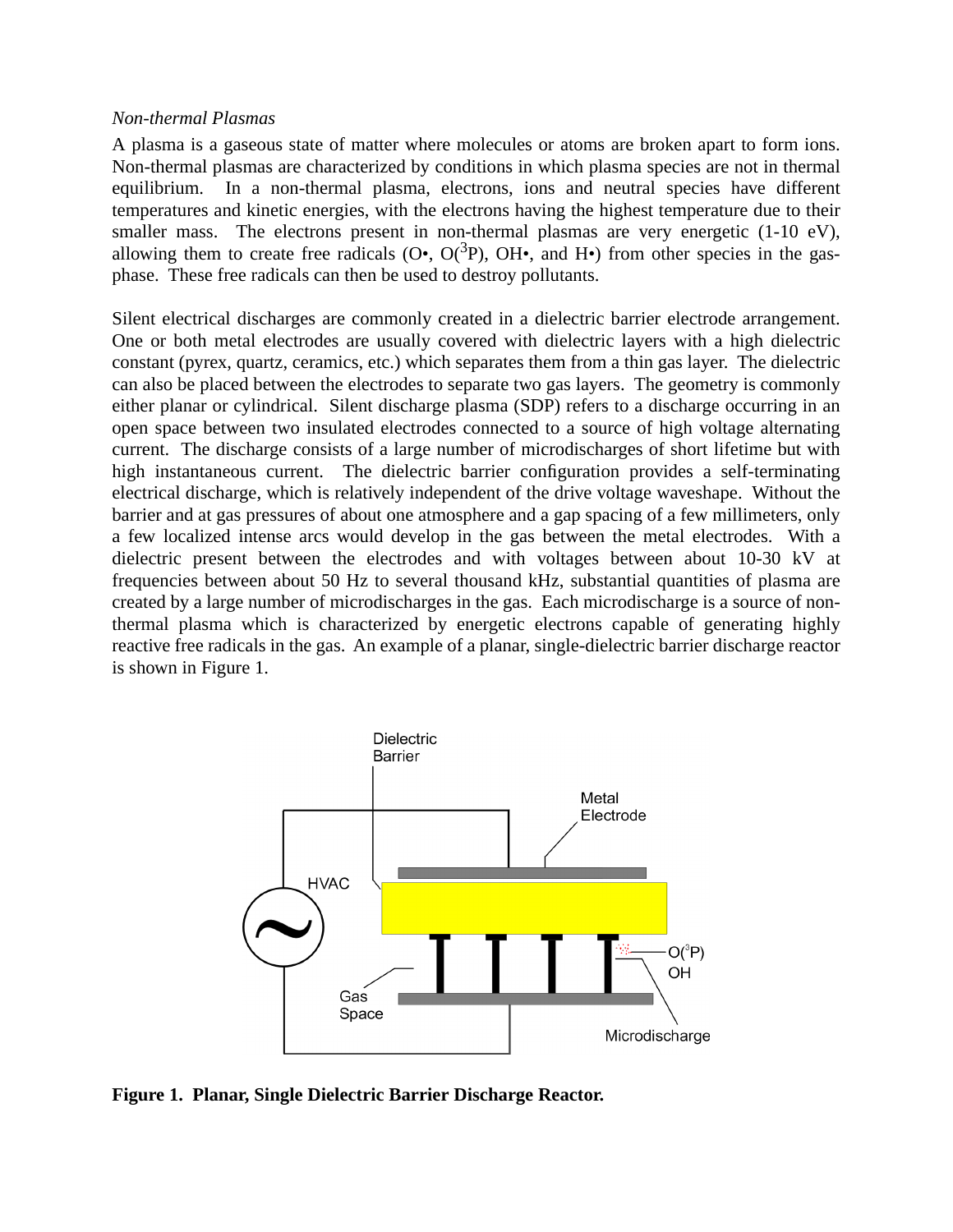*Non-thermal Plasmas*

A plasma is a gaseous state of matter where molecules or atoms are broken apart to form ions. Non-thermal plasmas are characterized by conditions in which plasma species are not in thermal equilibrium. In a non-thermal plasma, electrons, ions and neutral species have different temperatures and kinetic energies, with the electrons having the highest temperature due to their smaller mass. The electrons present in non-thermal plasmas are very energetic (1-10 eV), allowing them to create free radicals (O•, $O(^3P)$, OH•, and H•) from other species in the gas-phase. These free radicals can then be used to destroy pollutants.

Silent electrical discharges are commonly created in a dielectric barrier electrode arrangement. One or both metal electrodes are usually covered with dielectric layers with a high dielectric constant (pyrex, quartz, ceramics, etc.) which separates them from a thin gas layer. The dielectric can also be placed between the electrodes to separate two gas layers. The geometry is commonly either planar or cylindrical. Silent discharge plasma (SDP) refers to a discharge occurring in an open space between two insulated electrodes connected to a source of high voltage alternating current. The discharge consists of a large number of microdischarges of short lifetime but with high instantaneous current. The dielectric barrier configuration provides a self-terminating electrical discharge, which is relatively independent of the drive voltage waveshape. Without the barrier and at gas pressures of about one atmosphere and a gap spacing of a few millimeters, only a few localized intense arcs would develop in the gas between the metal electrodes. With a dielectric present between the electrodes and with voltages between about 10-30 kV at frequencies between about 50 Hz to several thousand kHz, substantial quantities of plasma are created by a large number of microdischarges in the gas. Each microdischarge is a source of non-thermal plasma which is characterized by energetic electrons capable of generating highly reactive free radicals in the gas. An example of a planar, single-dielectric barrier discharge reactor is shown in Figure 1.

Dielectric Barrier

Metal Electrode

HVAC

$O(^3P)$

OH

Gas Space

Microdischarge

**Figure 1. Planar, Single Dielectric Barrier Discharge Reactor.**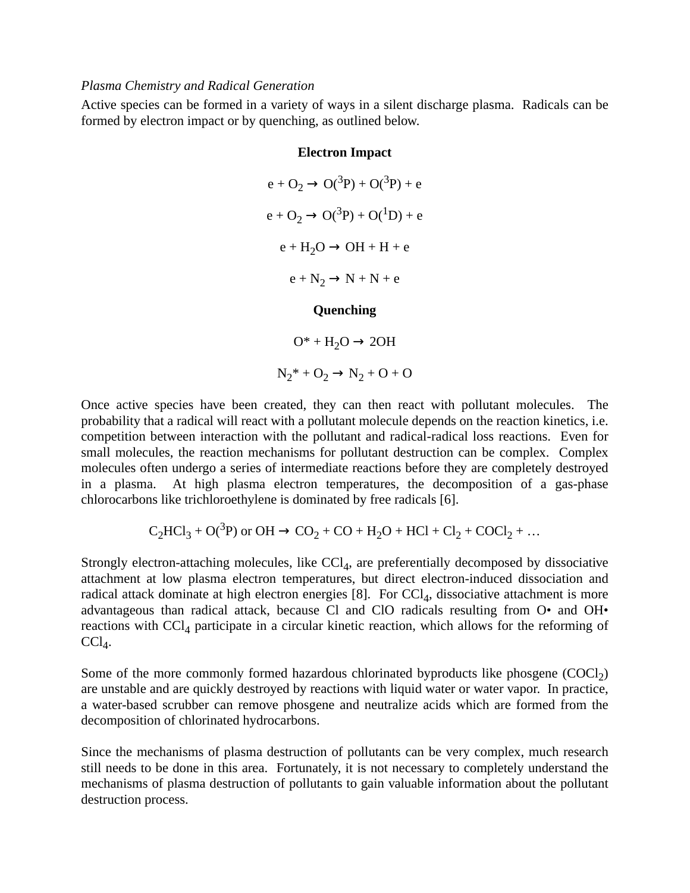*Plasma Chemistry and Radical Generation*

Active species can be formed in a variety of ways in a silent discharge plasma. Radicals can be formed by electron impact or by quenching, as outlined below.

**Electron Impact**

$$e + O_2 \rightarrow O(^3P) + O(^3P) + e$$

$$e + O_2 \rightarrow O(^3P) + O(^1D) + e$$

$$e + H_2O \rightarrow OH + H + e$$

$$e + N_2 \rightarrow N + N + e$$

**Quenching**

$$O^* + H_2O \rightarrow 2OH$$

$$N_2^* + O_2 \rightarrow N_2 + O + O$$

Once active species have been created, they can then react with pollutant molecules. The probability that a radical will react with a pollutant molecule depends on the reaction kinetics, i.e. competition between interaction with the pollutant and radical-radical loss reactions. Even for small molecules, the reaction mechanisms for pollutant destruction can be complex. Complex molecules often undergo a series of intermediate reactions before they are completely destroyed in a plasma. At high plasma electron temperatures, the decomposition of a gas-phase chlorocarbons like trichloroethylene is dominated by free radicals [6].

$$C_2HCl_3 + O(^3P) \text{ or } OH \rightarrow CO_2 + CO + H_2O + HCl + Cl_2 + COCl_2 + \ldots$$

Strongly electron-attaching molecules, like $CCl_4$, are preferentially decomposed by dissociative attachment at low plasma electron temperatures, but direct electron-induced dissociation and radical attack dominate at high electron energies [8]. For $CCl_4$, dissociative attachment is more advantageous than radical attack, because Cl and ClO radicals resulting from O• and OH• reactions with $CCl_4$ participate in a circular kinetic reaction, which allows for the reforming of $CCl_4$.

Some of the more commonly formed hazardous chlorinated byproducts like phosgene ($COCl_2$) are unstable and are quickly destroyed by reactions with liquid water or water vapor. In practice, a water-based scrubber can remove phosgene and neutralize acids which are formed from the decomposition of chlorinated hydrocarbons.

Since the mechanisms of plasma destruction of pollutants can be very complex, much research still needs to be done in this area. Fortunately, it is not necessary to completely understand the mechanisms of plasma destruction of pollutants to gain valuable information about the pollutant destruction process.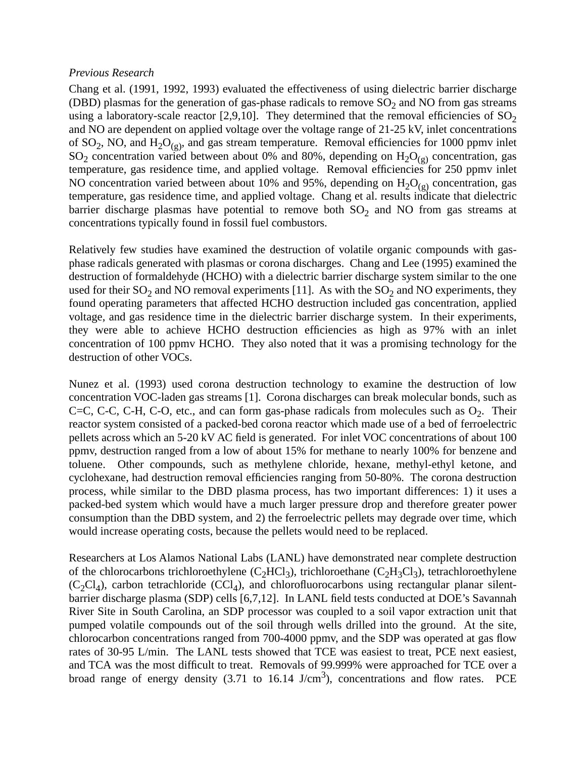*Previous Research*

Chang et al. (1991, 1992, 1993) evaluated the effectiveness of using dielectric barrier discharge (DBD) plasmas for the generation of gas-phase radicals to remove $SO_2$ and NO from gas streams using a laboratory-scale reactor [2,9,10]. They determined that the removal efficiencies of $SO_2$ and NO are dependent on applied voltage over the voltage range of 21-25 kV, inlet concentrations of $SO_2$, NO, and $H_2O_{(g)}$, and gas stream temperature. Removal efficiencies for 1000 ppmv inlet $SO_2$ concentration varied between about 0% and 80%, depending on $H_2O_{(g)}$ concentration, gas temperature, gas residence time, and applied voltage. Removal efficiencies for 250 ppmv inlet NO concentration varied between about 10% and 95%, depending on $H_2O_{(g)}$ concentration, gas temperature, gas residence time, and applied voltage. Chang et al. results indicate that dielectric barrier discharge plasmas have potential to remove both $SO_2$ and NO from gas streams at concentrations typically found in fossil fuel combustors.

Relatively few studies have examined the destruction of volatile organic compounds with gas-phase radicals generated with plasmas or corona discharges. Chang and Lee (1995) examined the destruction of formaldehyde (HCHO) with a dielectric barrier discharge system similar to the one used for their $SO_2$ and NO removal experiments [11]. As with the $SO_2$ and NO experiments, they found operating parameters that affected HCHO destruction included gas concentration, applied voltage, and gas residence time in the dielectric barrier discharge system. In their experiments, they were able to achieve HCHO destruction efficiencies as high as 97% with an inlet concentration of 100 ppmv HCHO. They also noted that it was a promising technology for the destruction of other VOCs.

Nunez et al. (1993) used corona destruction technology to examine the destruction of low concentration VOC-laden gas streams [1]. Corona discharges can break molecular bonds, such as C=C, C-C, C-H, C-O, etc., and can form gas-phase radicals from molecules such as $O_2$. Their reactor system consisted of a packed-bed corona reactor which made use of a bed of ferroelectric pellets across which an 5-20 kV AC field is generated. For inlet VOC concentrations of about 100 ppmv, destruction ranged from a low of about 15% for methane to nearly 100% for benzene and toluene. Other compounds, such as methylene chloride, hexane, methyl-ethyl ketone, and cyclohexane, had destruction removal efficiencies ranging from 50-80%. The corona destruction process, while similar to the DBD plasma process, has two important differences: 1) it uses a packed-bed system which would have a much larger pressure drop and therefore greater power consumption than the DBD system, and 2) the ferroelectric pellets may degrade over time, which would increase operating costs, because the pellets would need to be replaced.

Researchers at Los Alamos National Labs (LANL) have demonstrated near complete destruction of the chlorocarbons trichloroethylene ($C_2HCl_3$), trichloroethane ($C_2H_3Cl_3$), tetrachloroethylene ($C_2Cl_4$), carbon tetrachloride ($CCl_4$), and chlorofluorocarbons using rectangular planar silent-barrier discharge plasma (SDP) cells [6,7,12]. In LANL field tests conducted at DOE's Savannah River Site in South Carolina, an SDP processor was coupled to a soil vapor extraction unit that pumped volatile compounds out of the soil through wells drilled into the ground. At the site, chlorocarbon concentrations ranged from 700-4000 ppmv, and the SDP was operated at gas flow rates of 30-95 L/min. The LANL tests showed that TCE was easiest to treat, PCE next easiest, and TCA was the most difficult to treat. Removals of 99.999% were approached for TCE over a broad range of energy density (3.71 to 16.14 $J/cm^3$), concentrations and flow rates. PCE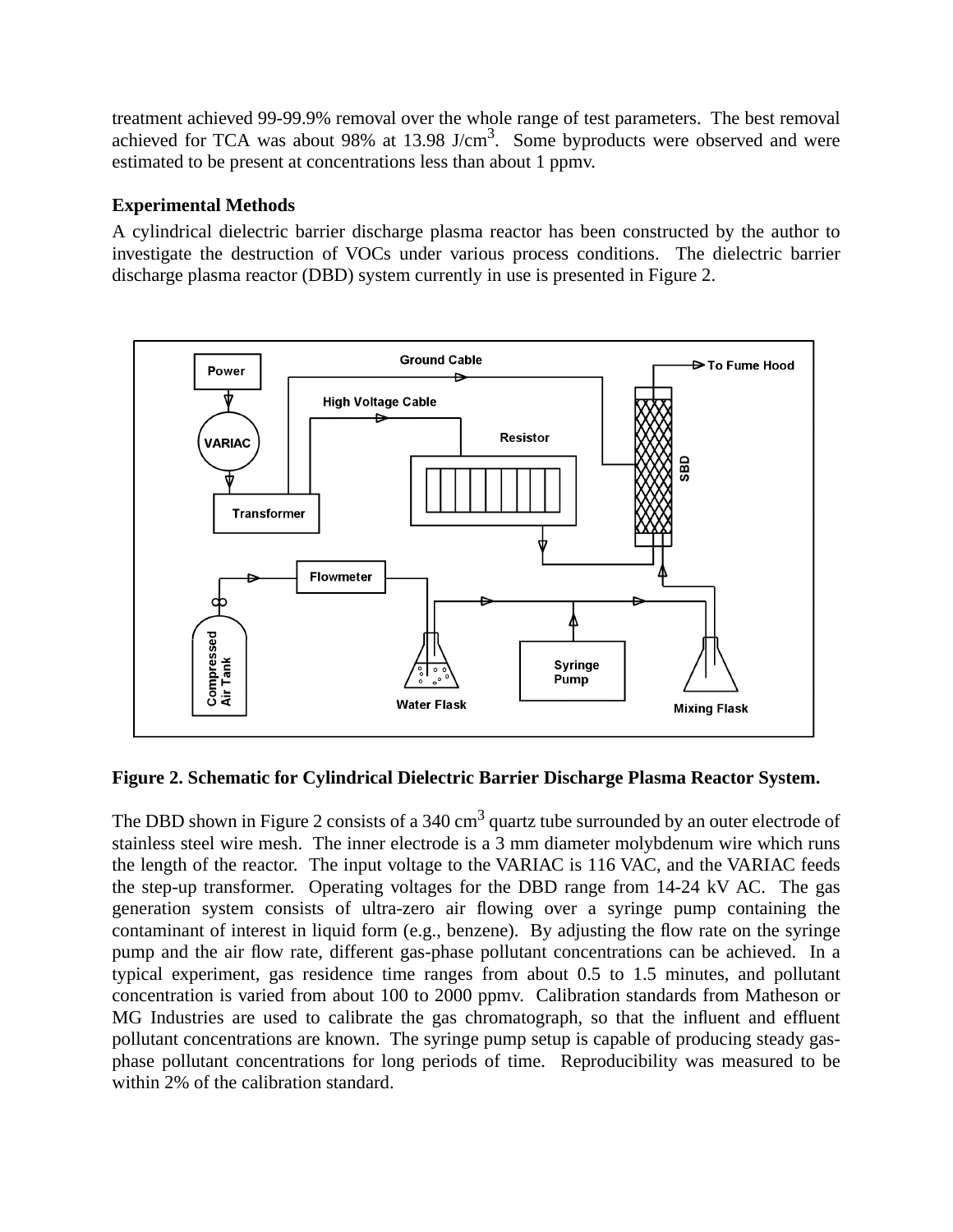treatment achieved 99-99.9% removal over the whole range of test parameters. The best removal achieved for TCA was about 98% at 13.98 J/cm$^3$. Some byproducts were observed and were estimated to be present at concentrations less than about 1 ppmv.

### Experimental Methods

A cylindrical dielectric barrier discharge plasma reactor has been constructed by the author to investigate the destruction of VOCs under various process conditions. The dielectric barrier discharge plasma reactor (DBD) system currently in use is presented in Figure 2.

**Figure 2. Schematic for Cylindrical Dielectric Barrier Discharge Plasma Reactor System.**

The DBD shown in Figure 2 consists of a 340 cm$^3$ quartz tube surrounded by an outer electrode of stainless steel wire mesh. The inner electrode is a 3 mm diameter molybdenum wire which runs the length of the reactor. The input voltage to the VARIAC is 116 VAC, and the VARIAC feeds the step-up transformer. Operating voltages for the DBD range from 14-24 kV AC. The gas generation system consists of ultra-zero air flowing over a syringe pump containing the contaminant of interest in liquid form (e.g., benzene). By adjusting the flow rate on the syringe pump and the air flow rate, different gas-phase pollutant concentrations can be achieved. In a typical experiment, gas residence time ranges from about 0.5 to 1.5 minutes, and pollutant concentration is varied from about 100 to 2000 ppmv. Calibration standards from Matheson or MG Industries are used to calibrate the gas chromatograph, so that the influent and effluent pollutant concentrations are known. The syringe pump setup is capable of producing steady gas-phase pollutant concentrations for long periods of time. Reproducibility was measured to be within 2% of the calibration standard.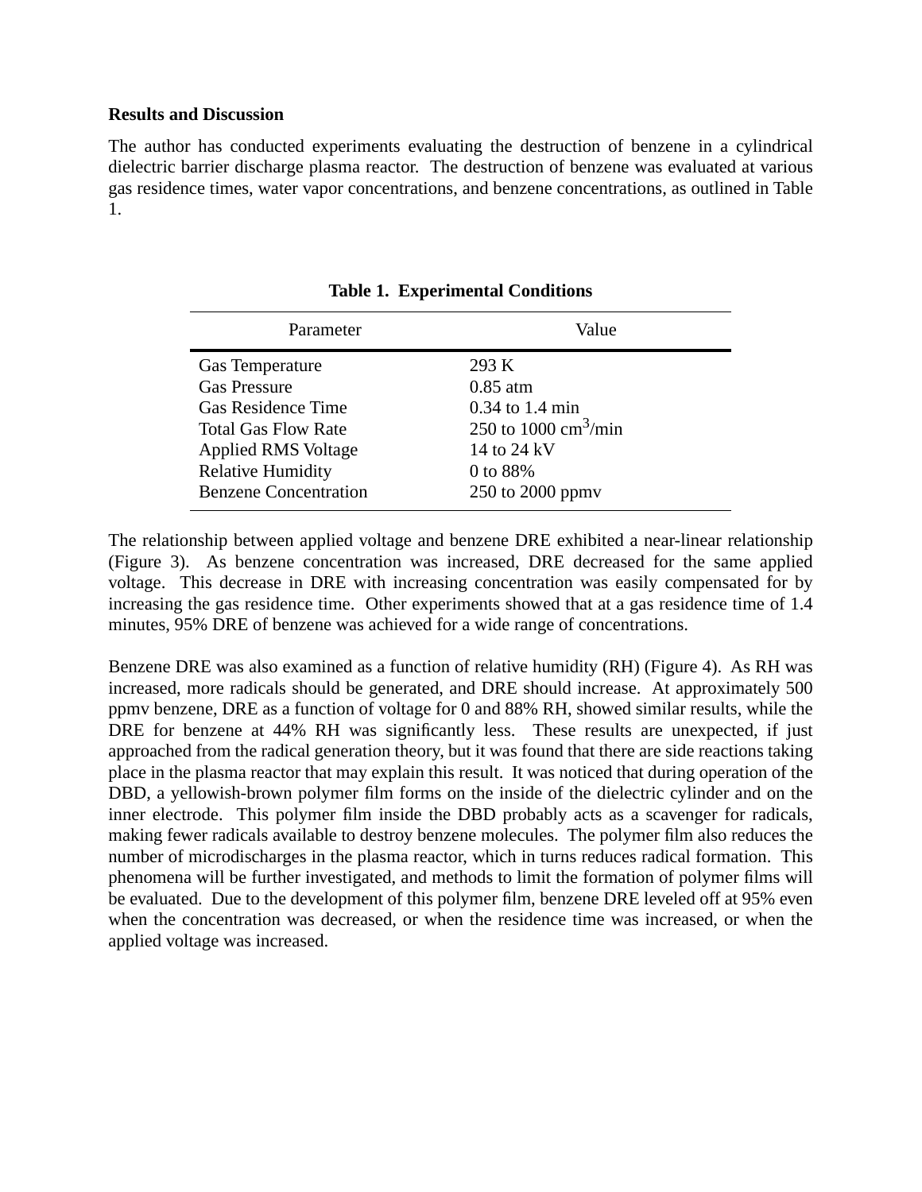**Results and Discussion**

The author has conducted experiments evaluating the destruction of benzene in a cylindrical dielectric barrier discharge plasma reactor. The destruction of benzene was evaluated at various gas residence times, water vapor concentrations, and benzene concentrations, as outlined in Table 1.

**Table 1. Experimental Conditions**

| Parameter | Value |
| --- | --- |
| Gas Temperature | 293 K |
| Gas Pressure | 0.85 atm |
| Gas Residence Time | 0.34 to 1.4 min |
| Total Gas Flow Rate | 250 to 1000 $cm^3$/min |
| Applied RMS Voltage | 14 to 24 kV |
| Relative Humidity | 0 to 88% |
| Benzene Concentration | 250 to 2000 ppmv |

The relationship between applied voltage and benzene DRE exhibited a near-linear relationship (Figure 3). As benzene concentration was increased, DRE decreased for the same applied voltage. This decrease in DRE with increasing concentration was easily compensated for by increasing the gas residence time. Other experiments showed that at a gas residence time of 1.4 minutes, 95% DRE of benzene was achieved for a wide range of concentrations.

Benzene DRE was also examined as a function of relative humidity (RH) (Figure 4). As RH was increased, more radicals should be generated, and DRE should increase. At approximately 500 ppmv benzene, DRE as a function of voltage for 0 and 88% RH, showed similar results, while the DRE for benzene at 44% RH was significantly less. These results are unexpected, if just approached from the radical generation theory, but it was found that there are side reactions taking place in the plasma reactor that may explain this result. It was noticed that during operation of the DBD, a yellowish-brown polymer film forms on the inside of the dielectric cylinder and on the inner electrode. This polymer film inside the DBD probably acts as a scavenger for radicals, making fewer radicals available to destroy benzene molecules. The polymer film also reduces the number of microdischarges in the plasma reactor, which in turns reduces radical formation. This phenomena will be further investigated, and methods to limit the formation of polymer films will be evaluated. Due to the development of this polymer film, benzene DRE leveled off at 95% even when the concentration was decreased, or when the residence time was increased, or when the applied voltage was increased.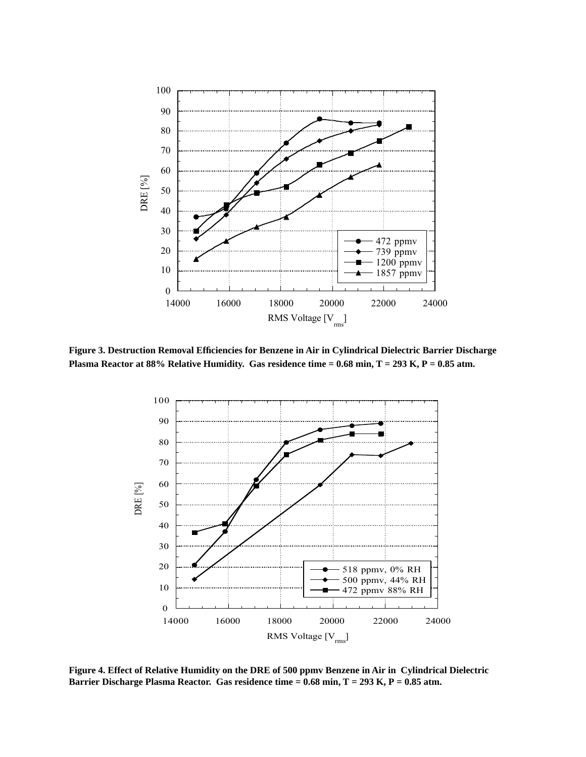**Figure 3. Destruction Removal Efficiencies for Benzene in Air in Cylindrical Dielectric Barrier Discharge Plasma Reactor at 88% Relative Humidity. Gas residence time = 0.68 min, T = 293 K, P = 0.85 atm.**

**Figure 4. Effect of Relative Humidity on the DRE of 500 ppmv Benzene in Air in Cylindrical Dielectric Barrier Discharge Plasma Reactor. Gas residence time = 0.68 min, T = 293 K, P = 0.85 atm.**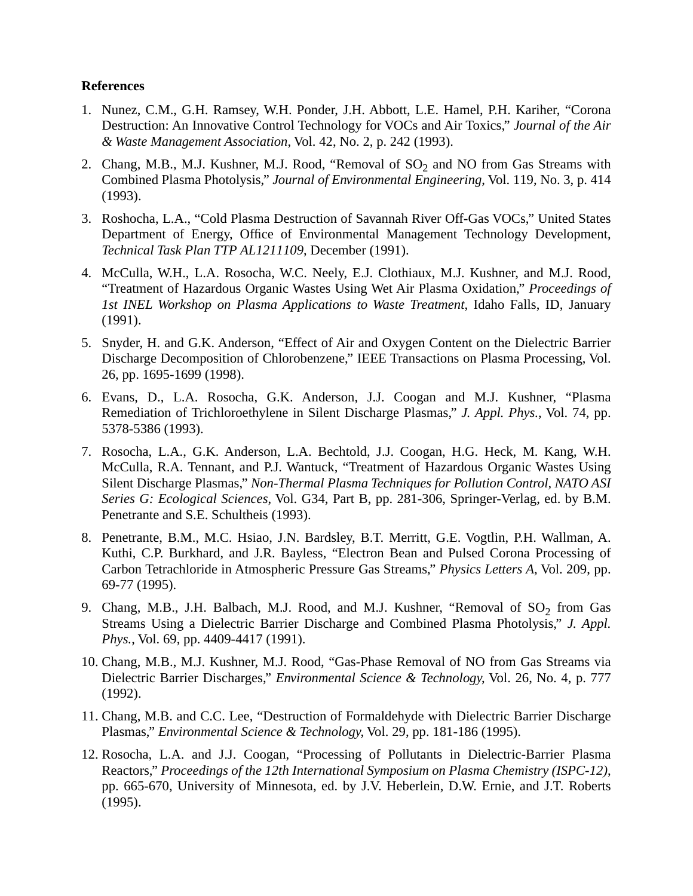**References**

1. Nunez, C.M., G.H. Ramsey, W.H. Ponder, J.H. Abbott, L.E. Hamel, P.H. Kariher, "Corona Destruction: An Innovative Control Technology for VOCs and Air Toxics," *Journal of the Air & Waste Management Association*, Vol. 42, No. 2, p. 242 (1993).

2. Chang, M.B., M.J. Kushner, M.J. Rood, "Removal of $SO_2$ and NO from Gas Streams with Combined Plasma Photolysis," *Journal of Environmental Engineering*, Vol. 119, No. 3, p. 414 (1993).

3. Roshocha, L.A., "Cold Plasma Destruction of Savannah River Off-Gas VOCs," United States Department of Energy, Office of Environmental Management Technology Development, *Technical Task Plan TTP AL1211109*, December (1991).

4. McCulla, W.H., L.A. Rosocha, W.C. Neely, E.J. Clothiaux, M.J. Kushner, and M.J. Rood, "Treatment of Hazardous Organic Wastes Using Wet Air Plasma Oxidation," *Proceedings of 1st INEL Workshop on Plasma Applications to Waste Treatment*, Idaho Falls, ID, January (1991).

5. Snyder, H. and G.K. Anderson, "Effect of Air and Oxygen Content on the Dielectric Barrier Discharge Decomposition of Chlorobenzene," IEEE Transactions on Plasma Processing, Vol. 26, pp. 1695-1699 (1998).

6. Evans, D., L.A. Rosocha, G.K. Anderson, J.J. Coogan and M.J. Kushner, "Plasma Remediation of Trichloroethylene in Silent Discharge Plasmas," *J. Appl. Phys.*, Vol. 74, pp. 5378-5386 (1993).

7. Rosocha, L.A., G.K. Anderson, L.A. Bechtold, J.J. Coogan, H.G. Heck, M. Kang, W.H. McCulla, R.A. Tennant, and P.J. Wantuck, "Treatment of Hazardous Organic Wastes Using Silent Discharge Plasmas," *Non-Thermal Plasma Techniques for Pollution Control, NATO ASI Series G: Ecological Sciences*, Vol. G34, Part B, pp. 281-306, Springer-Verlag, ed. by B.M. Penetrante and S.E. Schultheis (1993).

8. Penetrante, B.M., M.C. Hsiao, J.N. Bardsley, B.T. Merritt, G.E. Vogtlin, P.H. Wallman, A. Kuthi, C.P. Burkhard, and J.R. Bayless, "Electron Bean and Pulsed Corona Processing of Carbon Tetrachloride in Atmospheric Pressure Gas Streams," *Physics Letters A*, Vol. 209, pp. 69-77 (1995).

9. Chang, M.B., J.H. Balbach, M.J. Rood, and M.J. Kushner, "Removal of $SO_2$ from Gas Streams Using a Dielectric Barrier Discharge and Combined Plasma Photolysis," *J. Appl. Phys.*, Vol. 69, pp. 4409-4417 (1991).

10. Chang, M.B., M.J. Kushner, M.J. Rood, "Gas-Phase Removal of NO from Gas Streams via Dielectric Barrier Discharges," *Environmental Science & Technology*, Vol. 26, No. 4, p. 777 (1992).

11. Chang, M.B. and C.C. Lee, "Destruction of Formaldehyde with Dielectric Barrier Discharge Plasmas," *Environmental Science & Technology*, Vol. 29, pp. 181-186 (1995).

12. Rosocha, L.A. and J.J. Coogan, "Processing of Pollutants in Dielectric-Barrier Plasma Reactors," *Proceedings of the 12th International Symposium on Plasma Chemistry (ISPC-12)*, pp. 665-670, University of Minnesota, ed. by J.V. Heberlein, D.W. Ernie, and J.T. Roberts (1995).